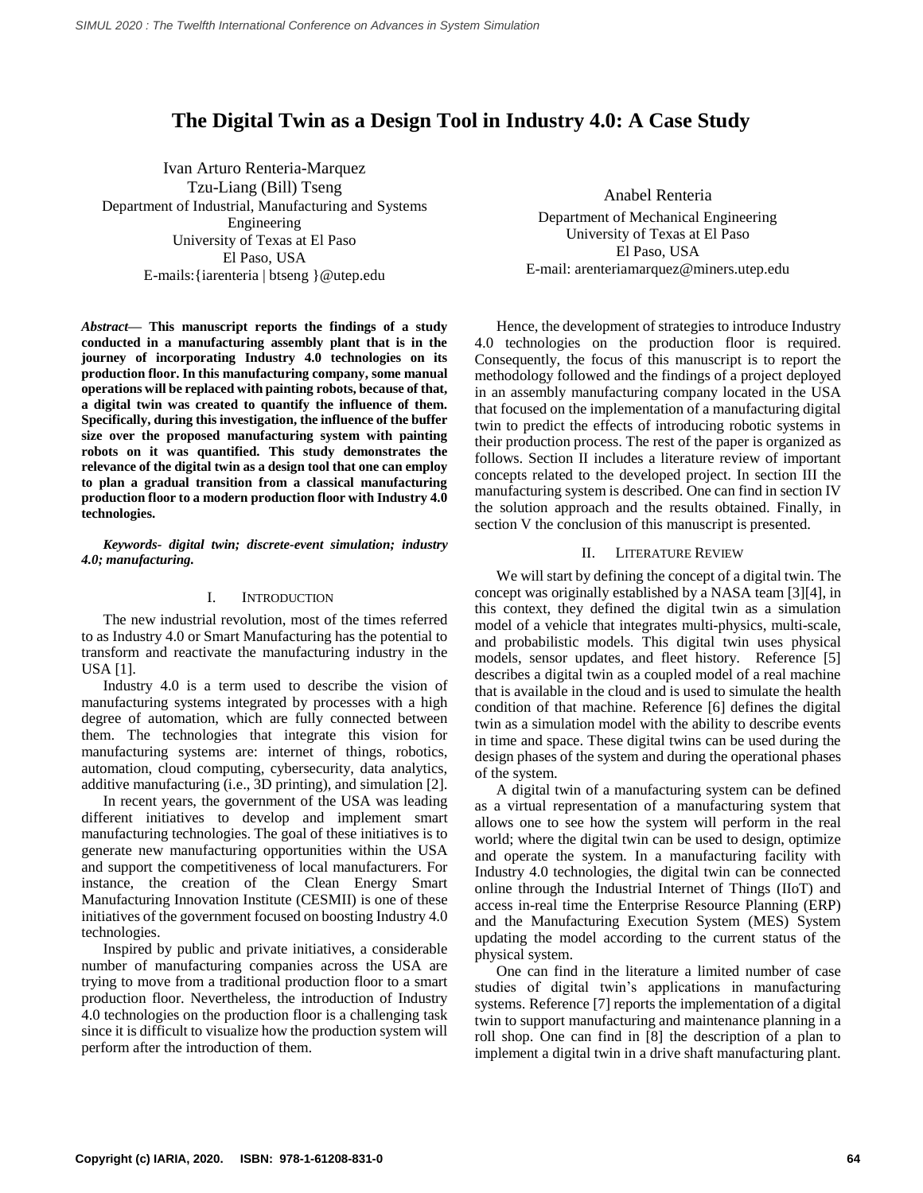# The Digital Twin as a Design Tool in Industry 4.0: A Case Study

Ivan Arturo Renteria-Marquez
Tzu-Liang (Bill) Tseng
Department of Industrial, Manufacturing and Systems Engineering
University of Texas at El Paso
El Paso, USA
E-mails:{iarenteria | btseng }@utep.edu

Anabel Renteria
Department of Mechanical Engineering
University of Texas at El Paso
El Paso, USA
E-mail: arenteriamarquez@miners.utep.edu

***Abstract*— This manuscript reports the findings of a study conducted in a manufacturing assembly plant that is in the journey of incorporating Industry 4.0 technologies on its production floor. In this manufacturing company, some manual operations will be replaced with painting robots, because of that, a digital twin was created to quantify the influence of them. Specifically, during this investigation, the influence of the buffer size over the proposed manufacturing system with painting robots on it was quantified. This study demonstrates the relevance of the digital twin as a design tool that one can employ to plan a gradual transition from a classical manufacturing production floor to a modern production floor with Industry 4.0 technologies.**

***Keywords- digital twin; discrete-event simulation; industry 4.0; manufacturing.***

## I. Introduction

The new industrial revolution, most of the times referred to as Industry 4.0 or Smart Manufacturing has the potential to transform and reactivate the manufacturing industry in the USA [1].

Industry 4.0 is a term used to describe the vision of manufacturing systems integrated by processes with a high degree of automation, which are fully connected between them. The technologies that integrate this vision for manufacturing systems are: internet of things, robotics, automation, cloud computing, cybersecurity, data analytics, additive manufacturing (i.e., 3D printing), and simulation [2].

In recent years, the government of the USA was leading different initiatives to develop and implement smart manufacturing technologies. The goal of these initiatives is to generate new manufacturing opportunities within the USA and support the competitiveness of local manufacturers. For instance, the creation of the Clean Energy Smart Manufacturing Innovation Institute (CESMII) is one of these initiatives of the government focused on boosting Industry 4.0 technologies.

Inspired by public and private initiatives, a considerable number of manufacturing companies across the USA are trying to move from a traditional production floor to a smart production floor. Nevertheless, the introduction of Industry 4.0 technologies on the production floor is a challenging task since it is difficult to visualize how the production system will perform after the introduction of them.

Hence, the development of strategies to introduce Industry 4.0 technologies on the production floor is required. Consequently, the focus of this manuscript is to report the methodology followed and the findings of a project deployed in an assembly manufacturing company located in the USA that focused on the implementation of a manufacturing digital twin to predict the effects of introducing robotic systems in their production process. The rest of the paper is organized as follows. Section II includes a literature review of important concepts related to the developed project. In section III the manufacturing system is described. One can find in section IV the solution approach and the results obtained. Finally, in section V the conclusion of this manuscript is presented.

## II. Literature Review

We will start by defining the concept of a digital twin. The concept was originally established by a NASA team [3][4], in this context, they defined the digital twin as a simulation model of a vehicle that integrates multi-physics, multi-scale, and probabilistic models. This digital twin uses physical models, sensor updates, and fleet history. Reference [5] describes a digital twin as a coupled model of a real machine that is available in the cloud and is used to simulate the health condition of that machine. Reference [6] defines the digital twin as a simulation model with the ability to describe events in time and space. These digital twins can be used during the design phases of the system and during the operational phases of the system.

A digital twin of a manufacturing system can be defined as a virtual representation of a manufacturing system that allows one to see how the system will perform in the real world; where the digital twin can be used to design, optimize and operate the system. In a manufacturing facility with Industry 4.0 technologies, the digital twin can be connected online through the Industrial Internet of Things (IIoT) and access in-real time the Enterprise Resource Planning (ERP) and the Manufacturing Execution System (MES) System updating the model according to the current status of the physical system.

One can find in the literature a limited number of case studies of digital twin's applications in manufacturing systems. Reference [7] reports the implementation of a digital twin to support manufacturing and maintenance planning in a roll shop. One can find in [8] the description of a plan to implement a digital twin in a drive shaft manufacturing plant.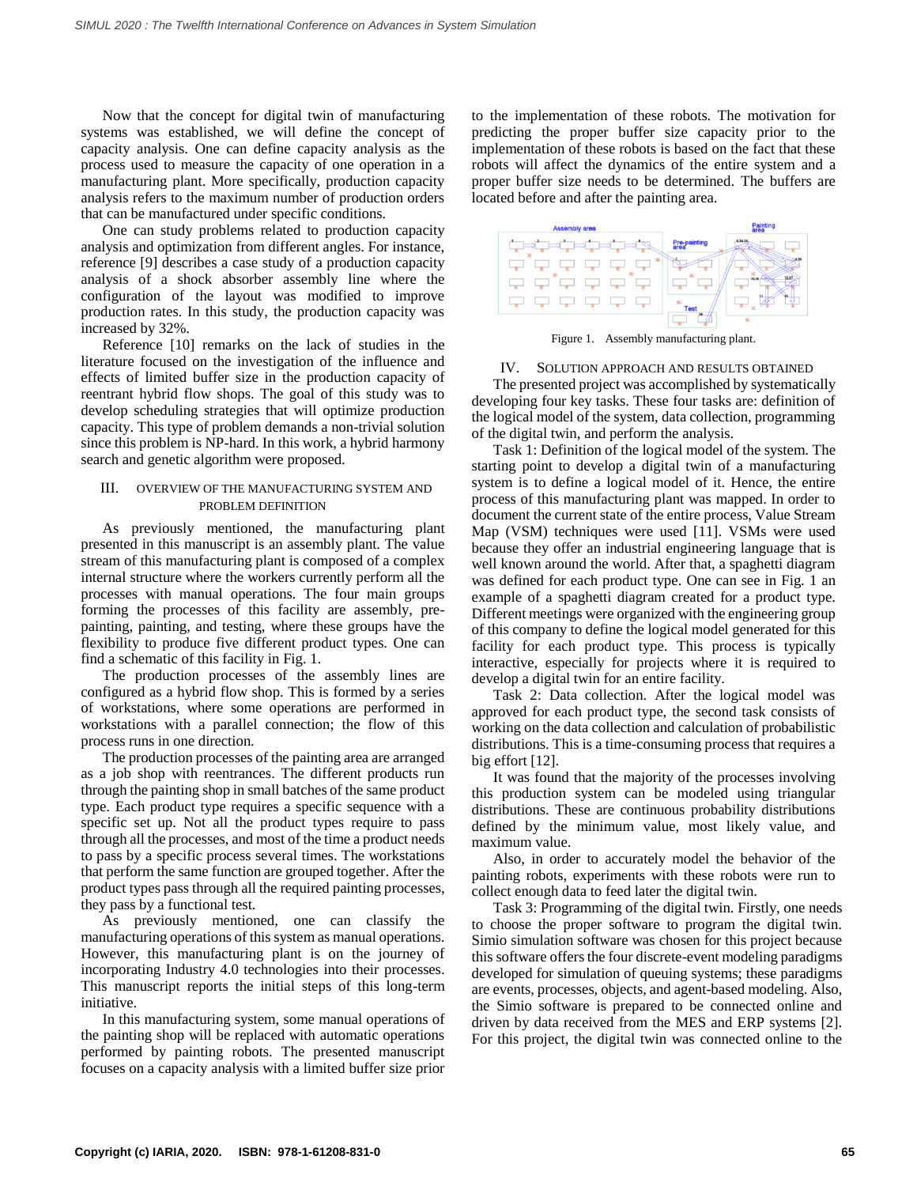Now that the concept for digital twin of manufacturing systems was established, we will define the concept of capacity analysis. One can define capacity analysis as the process used to measure the capacity of one operation in a manufacturing plant. More specifically, production capacity analysis refers to the maximum number of production orders that can be manufactured under specific conditions.

One can study problems related to production capacity analysis and optimization from different angles. For instance, reference [9] describes a case study of a production capacity analysis of a shock absorber assembly line where the configuration of the layout was modified to improve production rates. In this study, the production capacity was increased by 32%.

Reference [10] remarks on the lack of studies in the literature focused on the investigation of the influence and effects of limited buffer size in the production capacity of reentrant hybrid flow shops. The goal of this study was to develop scheduling strategies that will optimize production capacity. This type of problem demands a non-trivial solution since this problem is NP-hard. In this work, a hybrid harmony search and genetic algorithm were proposed.

## III. Overview of the Manufacturing System and Problem Definition

As previously mentioned, the manufacturing plant presented in this manuscript is an assembly plant. The value stream of this manufacturing plant is composed of a complex internal structure where the workers currently perform all the processes with manual operations. The four main groups forming the processes of this facility are assembly, pre-painting, painting, and testing, where these groups have the flexibility to produce five different product types. One can find a schematic of this facility in Fig. 1.

The production processes of the assembly lines are configured as a hybrid flow shop. This is formed by a series of workstations, where some operations are performed in workstations with a parallel connection; the flow of this process runs in one direction.

The production processes of the painting area are arranged as a job shop with reentrances. The different products run through the painting shop in small batches of the same product type. Each product type requires a specific sequence with a specific set up. Not all the product types require to pass through all the processes, and most of the time a product needs to pass by a specific process several times. The workstations that perform the same function are grouped together. After the product types pass through all the required painting processes, they pass by a functional test.

As previously mentioned, one can classify the manufacturing operations of this system as manual operations. However, this manufacturing plant is on the journey of incorporating Industry 4.0 technologies into their processes. This manuscript reports the initial steps of this long-term initiative.

In this manufacturing system, some manual operations of the painting shop will be replaced with automatic operations performed by painting robots. The presented manuscript focuses on a capacity analysis with a limited buffer size prior to the implementation of these robots. The motivation for predicting the proper buffer size capacity prior to the implementation of these robots is based on the fact that these robots will affect the dynamics of the entire system and a proper buffer size needs to be determined. The buffers are located before and after the painting area.

Figure 1. Assembly manufacturing plant.

## IV. Solution Approach and Results Obtained

The presented project was accomplished by systematically developing four key tasks. These four tasks are: definition of the logical model of the system, data collection, programming of the digital twin, and perform the analysis.

Task 1: Definition of the logical model of the system. The starting point to develop a digital twin of a manufacturing system is to define a logical model of it. Hence, the entire process of this manufacturing plant was mapped. In order to document the current state of the entire process, Value Stream Map (VSM) techniques were used [11]. VSMs were used because they offer an industrial engineering language that is well known around the world. After that, a spaghetti diagram was defined for each product type. One can see in Fig. 1 an example of a spaghetti diagram created for a product type. Different meetings were organized with the engineering group of this company to define the logical model generated for this facility for each product type. This process is typically interactive, especially for projects where it is required to develop a digital twin for an entire facility.

Task 2: Data collection. After the logical model was approved for each product type, the second task consists of working on the data collection and calculation of probabilistic distributions. This is a time-consuming process that requires a big effort [12].

It was found that the majority of the processes involving this production system can be modeled using triangular distributions. These are continuous probability distributions defined by the minimum value, most likely value, and maximum value.

Also, in order to accurately model the behavior of the painting robots, experiments with these robots were run to collect enough data to feed later the digital twin.

Task 3: Programming of the digital twin. Firstly, one needs to choose the proper software to program the digital twin. Simio simulation software was chosen for this project because this software offers the four discrete-event modeling paradigms developed for simulation of queuing systems; these paradigms are events, processes, objects, and agent-based modeling. Also, the Simio software is prepared to be connected online and driven by data received from the MES and ERP systems [2]. For this project, the digital twin was connected online to the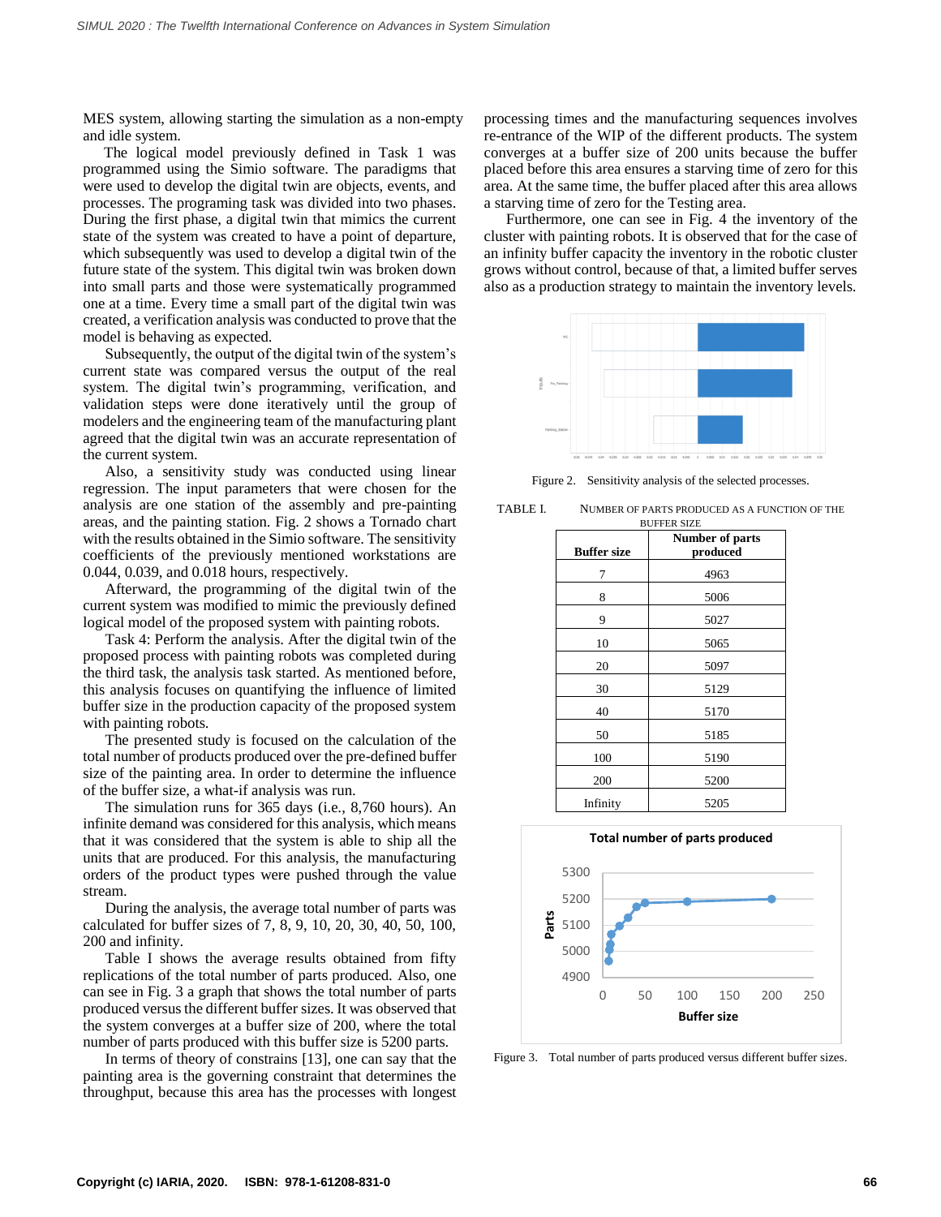MES system, allowing starting the simulation as a non-empty and idle system.

The logical model previously defined in Task 1 was programmed using the Simio software. The paradigms that were used to develop the digital twin are objects, events, and processes. The programing task was divided into two phases. During the first phase, a digital twin that mimics the current state of the system was created to have a point of departure, which subsequently was used to develop a digital twin of the future state of the system. This digital twin was broken down into small parts and those were systematically programmed one at a time. Every time a small part of the digital twin was created, a verification analysis was conducted to prove that the model is behaving as expected.

Subsequently, the output of the digital twin of the system's current state was compared versus the output of the real system. The digital twin's programming, verification, and validation steps were done iteratively until the group of modelers and the engineering team of the manufacturing plant agreed that the digital twin was an accurate representation of the current system.

Also, a sensitivity study was conducted using linear regression. The input parameters that were chosen for the analysis are one station of the assembly and pre-painting areas, and the painting station. Fig. 2 shows a Tornado chart with the results obtained in the Simio software. The sensitivity coefficients of the previously mentioned workstations are 0.044, 0.039, and 0.018 hours, respectively.

Afterward, the programming of the digital twin of the current system was modified to mimic the previously defined logical model of the proposed system with painting robots.

Task 4: Perform the analysis. After the digital twin of the proposed process with painting robots was completed during the third task, the analysis task started. As mentioned before, this analysis focuses on quantifying the influence of limited buffer size in the production capacity of the proposed system with painting robots.

The presented study is focused on the calculation of the total number of products produced over the pre-defined buffer size of the painting area. In order to determine the influence of the buffer size, a what-if analysis was run.

The simulation runs for 365 days (i.e., 8,760 hours). An infinite demand was considered for this analysis, which means that it was considered that the system is able to ship all the units that are produced. For this analysis, the manufacturing orders of the product types were pushed through the value stream.

During the analysis, the average total number of parts was calculated for buffer sizes of 7, 8, 9, 10, 20, 30, 40, 50, 100, 200 and infinity.

Table I shows the average results obtained from fifty replications of the total number of parts produced. Also, one can see in Fig. 3 a graph that shows the total number of parts produced versus the different buffer sizes. It was observed that the system converges at a buffer size of 200, where the total number of parts produced with this buffer size is 5200 parts.

In terms of theory of constrains [13], one can say that the painting area is the governing constraint that determines the throughput, because this area has the processes with longest processing times and the manufacturing sequences involves re-entrance of the WIP of the different products. The system converges at a buffer size of 200 units because the buffer placed before this area ensures a starving time of zero for this area. At the same time, the buffer placed after this area allows a starving time of zero for the Testing area.

Furthermore, one can see in Fig. 4 the inventory of the cluster with painting robots. It is observed that for the case of an infinity buffer capacity the inventory in the robotic cluster grows without control, because of that, a limited buffer serves also as a production strategy to maintain the inventory levels.

Figure 2. Sensitivity analysis of the selected processes.

TABLE I. NUMBER OF PARTS PRODUCED AS A FUNCTION OF THE BUFFER SIZE

| Buffer size | Number of parts produced |
|---|---|
| 7 | 4963 |
| 8 | 5006 |
| 9 | 5027 |
| 10 | 5065 |
| 20 | 5097 |
| 30 | 5129 |
| 40 | 5170 |
| 50 | 5185 |
| 100 | 5190 |
| 200 | 5200 |
| Infinity | 5205 |

Figure 3. Total number of parts produced versus different buffer sizes.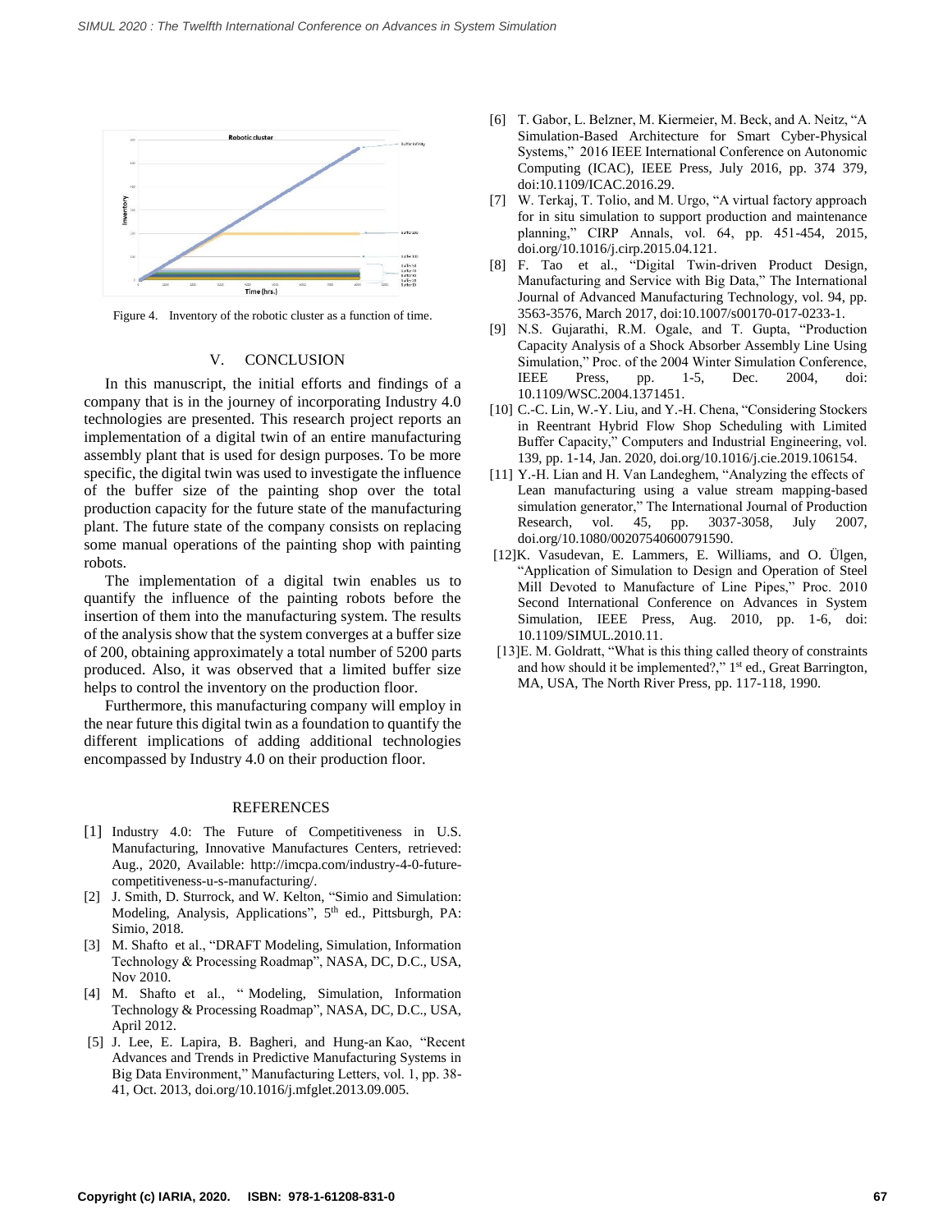Robotic cluster

Inventory

Time (hrs.)

Buffer infinity

Buffer 200

Buffer 100

Buffer 50

Buffer 40

Buffer 30

Buffer 20

Buffer 10

Figure 4. Inventory of the robotic cluster as a function of time.

## V. CONCLUSION

In this manuscript, the initial efforts and findings of a company that is in the journey of incorporating Industry 4.0 technologies are presented. This research project reports an implementation of a digital twin of an entire manufacturing assembly plant that is used for design purposes. To be more specific, the digital twin was used to investigate the influence of the buffer size of the painting shop over the total production capacity for the future state of the manufacturing plant. The future state of the company consists on replacing some manual operations of the painting shop with painting robots.

The implementation of a digital twin enables us to quantify the influence of the painting robots before the insertion of them into the manufacturing system. The results of the analysis show that the system converges at a buffer size of 200, obtaining approximately a total number of 5200 parts produced. Also, it was observed that a limited buffer size helps to control the inventory on the production floor.

Furthermore, this manufacturing company will employ in the near future this digital twin as a foundation to quantify the different implications of adding additional technologies encompassed by Industry 4.0 on their production floor.

## REFERENCES

[1] Industry 4.0: The Future of Competitiveness in U.S. Manufacturing, Innovative Manufactures Centers, retrieved: Aug., 2020, Available: http://imcpa.com/industry-4-0-future-competitiveness-u-s-manufacturing/.

[2] J. Smith, D. Sturrock, and W. Kelton, "Simio and Simulation: Modeling, Analysis, Applications", 5th ed., Pittsburgh, PA: Simio, 2018.

[3] M. Shafto et al., "DRAFT Modeling, Simulation, Information Technology & Processing Roadmap", NASA, DC, D.C., USA, Nov 2010.

[4] M. Shafto et al., " Modeling, Simulation, Information Technology & Processing Roadmap", NASA, DC, D.C., USA, April 2012.

[5] J. Lee, E. Lapira, B. Bagheri, and Hung-an Kao, "Recent Advances and Trends in Predictive Manufacturing Systems in Big Data Environment," Manufacturing Letters, vol. 1, pp. 38-41, Oct. 2013, doi.org/10.1016/j.mfglet.2013.09.005.

[6] T. Gabor, L. Belzner, M. Kiermeier, M. Beck, and A. Neitz, "A Simulation-Based Architecture for Smart Cyber-Physical Systems," 2016 IEEE International Conference on Autonomic Computing (ICAC), IEEE Press, July 2016, pp. 374 379, doi:10.1109/ICAC.2016.29.

[7] W. Terkaj, T. Tolio, and M. Urgo, "A virtual factory approach for in situ simulation to support production and maintenance planning," CIRP Annals, vol. 64, pp. 451-454, 2015, doi.org/10.1016/j.cirp.2015.04.121.

[8] F. Tao et al., "Digital Twin-driven Product Design, Manufacturing and Service with Big Data," The International Journal of Advanced Manufacturing Technology, vol. 94, pp. 3563-3576, March 2017, doi:10.1007/s00170-017-0233-1.

[9] N.S. Gujarathi, R.M. Ogale, and T. Gupta, "Production Capacity Analysis of a Shock Absorber Assembly Line Using Simulation," Proc. of the 2004 Winter Simulation Conference, IEEE Press, pp. 1-5, Dec. 2004, doi: 10.1109/WSC.2004.1371451.

[10] C.-C. Lin, W.-Y. Liu, and Y.-H. Chena, "Considering Stockers in Reentrant Hybrid Flow Shop Scheduling with Limited Buffer Capacity," Computers and Industrial Engineering, vol. 139, pp. 1-14, Jan. 2020, doi.org/10.1016/j.cie.2019.106154.

[11] Y.-H. Lian and H. Van Landeghem, "Analyzing the effects of Lean manufacturing using a value stream mapping-based simulation generator," The International Journal of Production Research, vol. 45, pp. 3037-3058, July 2007, doi.org/10.1080/00207540600791590.

[12] K. Vasudevan, E. Lammers, E. Williams, and O. Ülgen, "Application of Simulation to Design and Operation of Steel Mill Devoted to Manufacture of Line Pipes," Proc. 2010 Second International Conference on Advances in System Simulation, IEEE Press, Aug. 2010, pp. 1-6, doi: 10.1109/SIMUL.2010.11.

[13] E. M. Goldratt, "What is this thing called theory of constraints and how should it be implemented?," 1st ed., Great Barrington, MA, USA, The North River Press, pp. 117-118, 1990.